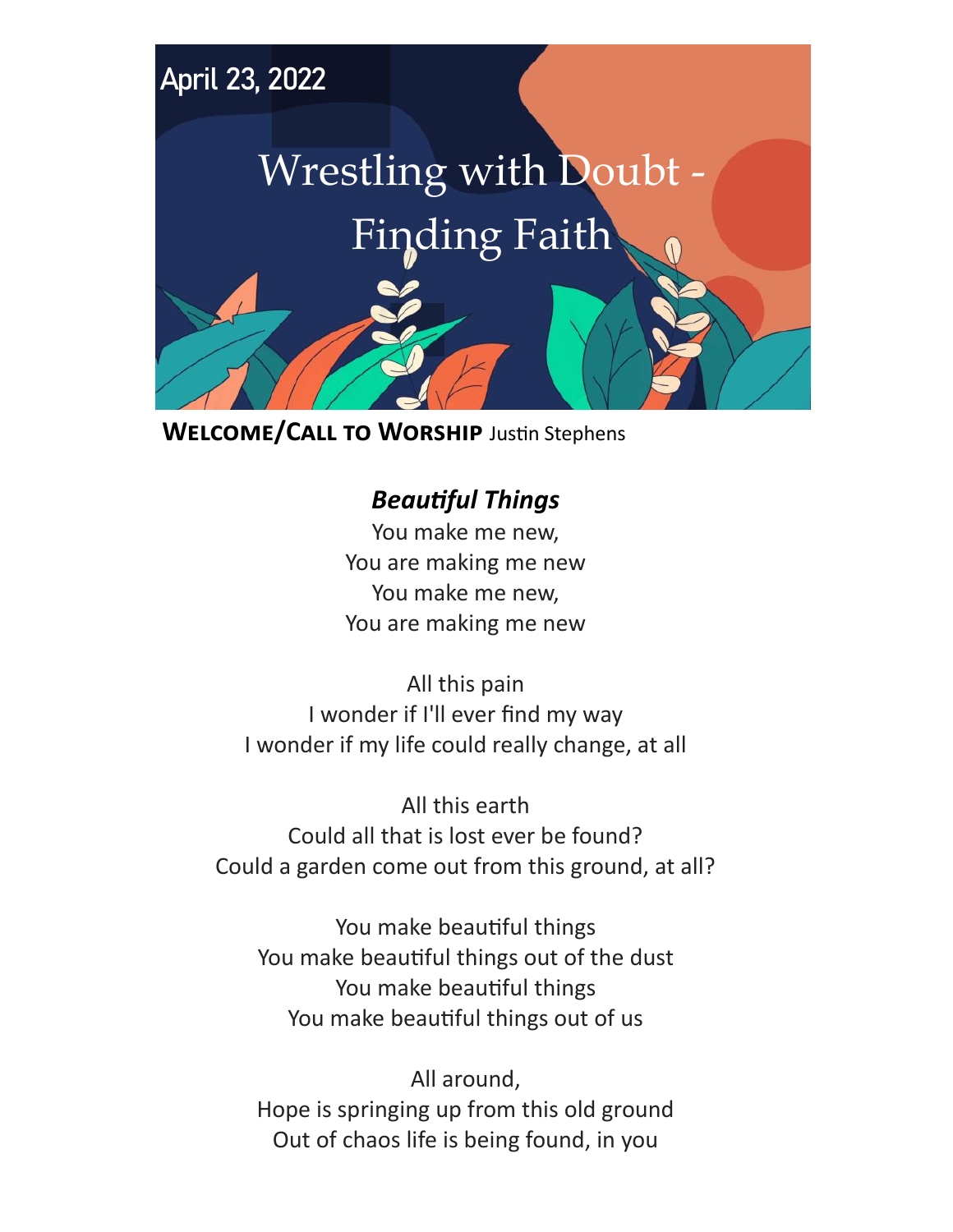April 23, 2022

# Wrestling with Doubt - Finding Faith

**WELCOME/CALL TO WORSHIP** Justin Stephens

***Beautiful Things***

You make me new,
You are making me new
You make me new,
You are making me new

All this pain
I wonder if I'll ever find my way
I wonder if my life could really change, at all

All this earth
Could all that is lost ever be found?
Could a garden come out from this ground, at all?

You make beautiful things
You make beautiful things out of the dust
You make beautiful things
You make beautiful things out of us

All around,
Hope is springing up from this old ground
Out of chaos life is being found, in you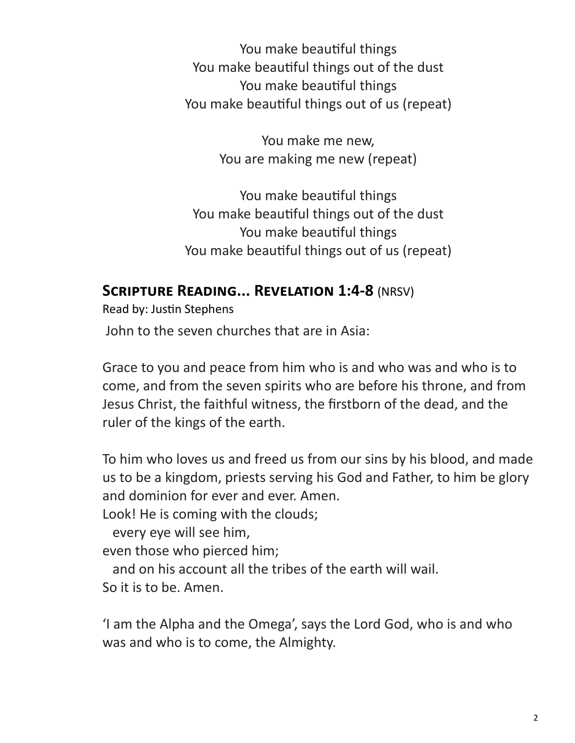You make beautiful things
You make beautiful things out of the dust
You make beautiful things
You make beautiful things out of us (repeat)

You make me new,
You are making me new (repeat)

You make beautiful things
You make beautiful things out of the dust
You make beautiful things
You make beautiful things out of us (repeat)

## **Scripture Reading... Revelation 1:4-8** (NRSV)

Read by: Justin Stephens

John to the seven churches that are in Asia:

Grace to you and peace from him who is and who was and who is to come, and from the seven spirits who are before his throne, and from Jesus Christ, the faithful witness, the firstborn of the dead, and the ruler of the kings of the earth.

To him who loves us and freed us from our sins by his blood, and made us to be a kingdom, priests serving his God and Father, to him be glory and dominion for ever and ever. Amen.
Look! He is coming with the clouds;
  every eye will see him,
even those who pierced him;
  and on his account all the tribes of the earth will wail.
So it is to be. Amen.

'I am the Alpha and the Omega', says the Lord God, who is and who was and who is to come, the Almighty.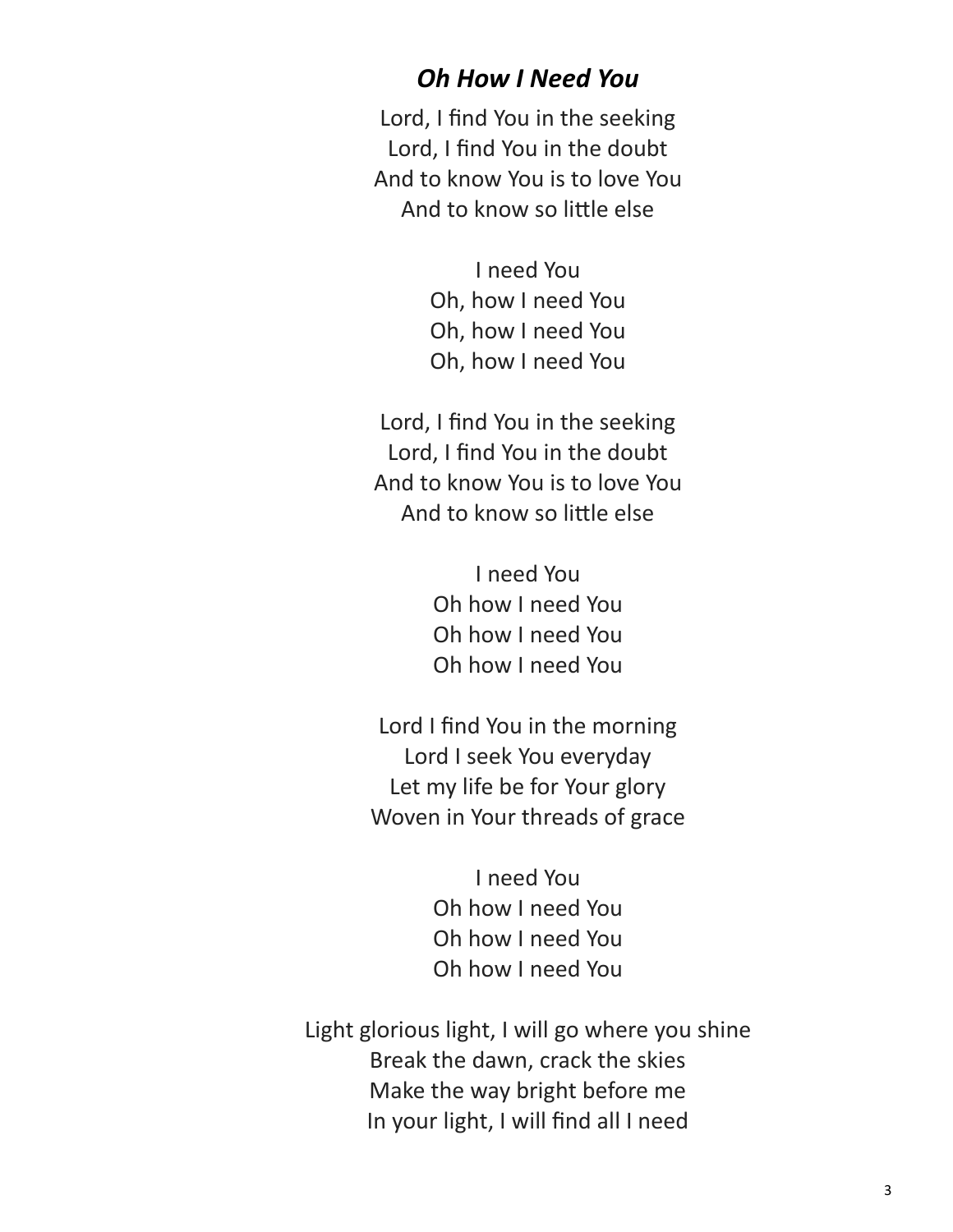### *Oh How I Need You*

Lord, I find You in the seeking  
Lord, I find You in the doubt  
And to know You is to love You  
And to know so little else

I need You  
Oh, how I need You  
Oh, how I need You  
Oh, how I need You

Lord, I find You in the seeking  
Lord, I find You in the doubt  
And to know You is to love You  
And to know so little else

I need You  
Oh how I need You  
Oh how I need You  
Oh how I need You

Lord I find You in the morning  
Lord I seek You everyday  
Let my life be for Your glory  
Woven in Your threads of grace

I need You  
Oh how I need You  
Oh how I need You  
Oh how I need You

Light glorious light, I will go where you shine  
Break the dawn, crack the skies  
Make the way bright before me  
In your light, I will find all I need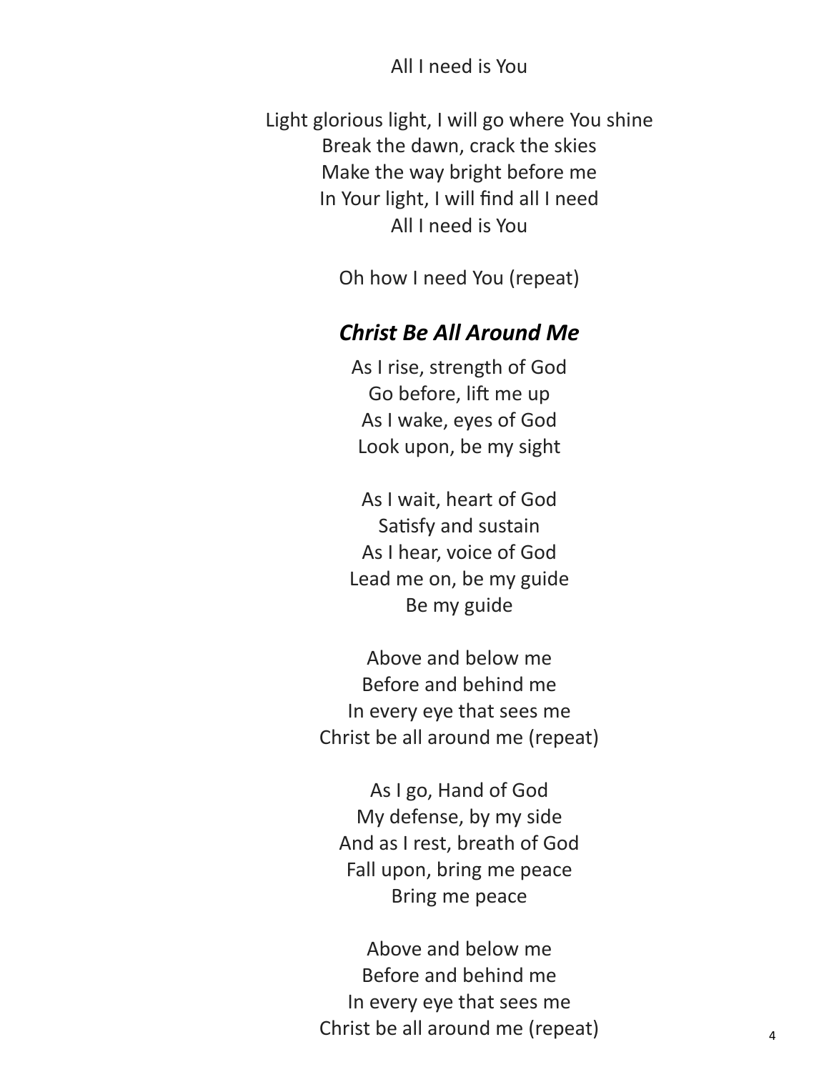All I need is You

Light glorious light, I will go where You shine
Break the dawn, crack the skies
Make the way bright before me
In Your light, I will find all I need
All I need is You

Oh how I need You (repeat)

### *Christ Be All Around Me*

As I rise, strength of God
Go before, lift me up
As I wake, eyes of God
Look upon, be my sight

As I wait, heart of God
Satisfy and sustain
As I hear, voice of God
Lead me on, be my guide
Be my guide

Above and below me
Before and behind me
In every eye that sees me
Christ be all around me (repeat)

As I go, Hand of God
My defense, by my side
And as I rest, breath of God
Fall upon, bring me peace
Bring me peace

Above and below me
Before and behind me
In every eye that sees me
Christ be all around me (repeat)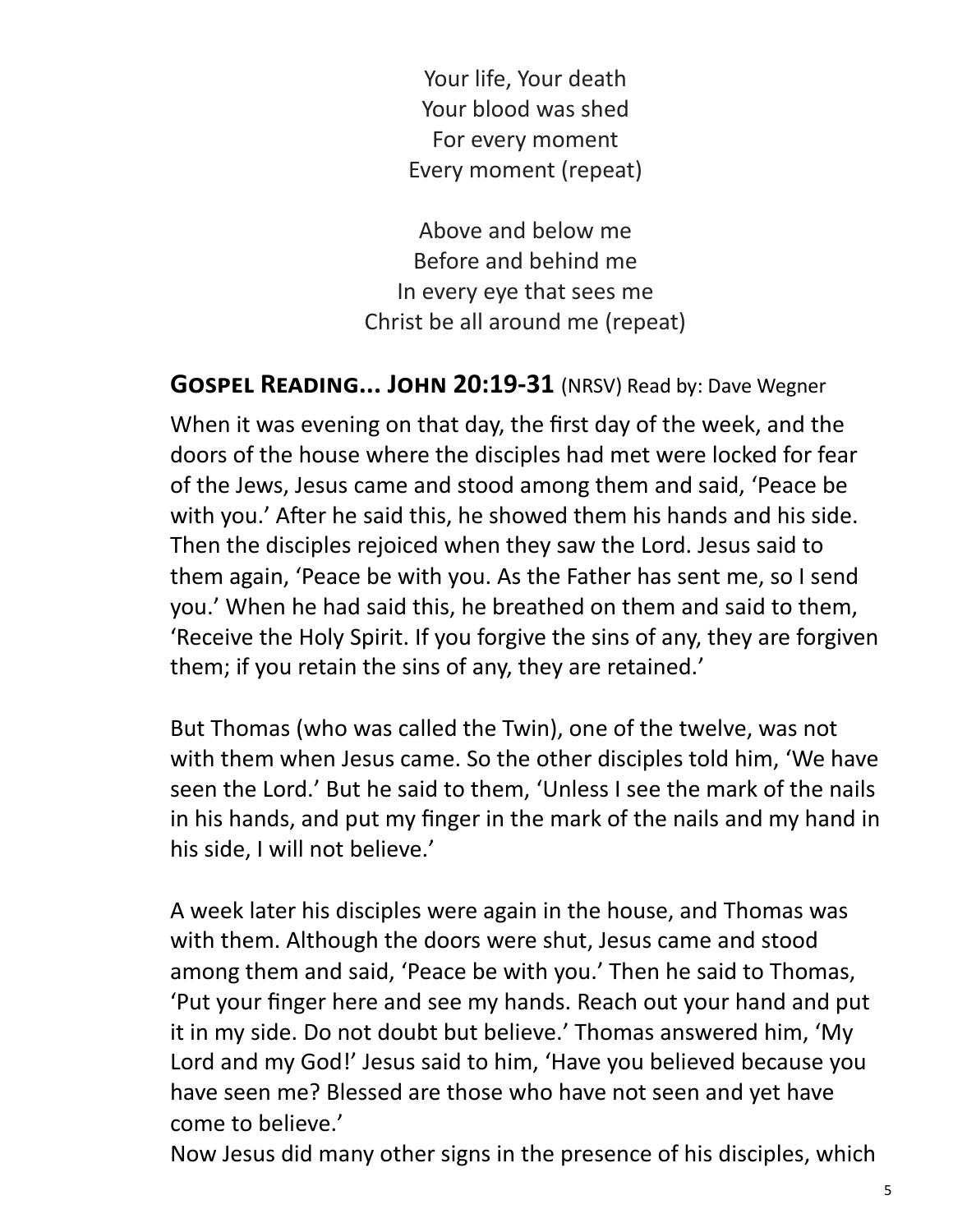Your life, Your death  
Your blood was shed  
For every moment  
Every moment (repeat)

Above and below me  
Before and behind me  
In every eye that sees me  
Christ be all around me (repeat)

## **Gospel Reading... John 20:19-31** (NRSV) Read by: Dave Wegner

When it was evening on that day, the first day of the week, and the doors of the house where the disciples had met were locked for fear of the Jews, Jesus came and stood among them and said, 'Peace be with you.' After he said this, he showed them his hands and his side. Then the disciples rejoiced when they saw the Lord. Jesus said to them again, 'Peace be with you. As the Father has sent me, so I send you.' When he had said this, he breathed on them and said to them, 'Receive the Holy Spirit. If you forgive the sins of any, they are forgiven them; if you retain the sins of any, they are retained.'

But Thomas (who was called the Twin), one of the twelve, was not with them when Jesus came. So the other disciples told him, 'We have seen the Lord.' But he said to them, 'Unless I see the mark of the nails in his hands, and put my finger in the mark of the nails and my hand in his side, I will not believe.'

A week later his disciples were again in the house, and Thomas was with them. Although the doors were shut, Jesus came and stood among them and said, 'Peace be with you.' Then he said to Thomas, 'Put your finger here and see my hands. Reach out your hand and put it in my side. Do not doubt but believe.' Thomas answered him, 'My Lord and my God!' Jesus said to him, 'Have you believed because you have seen me? Blessed are those who have not seen and yet have come to believe.'  
Now Jesus did many other signs in the presence of his disciples, which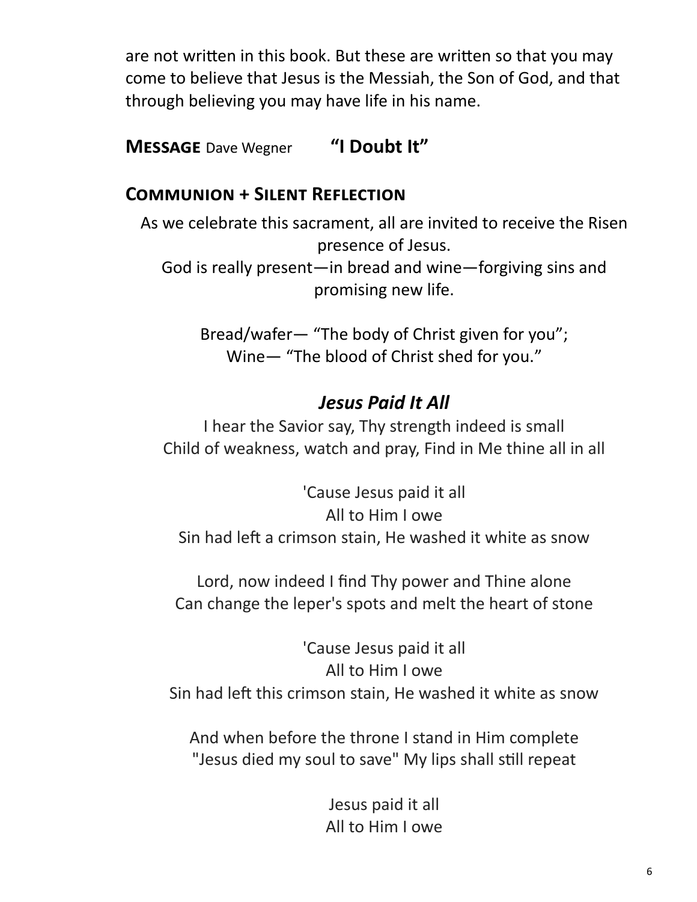are not written in this book. But these are written so that you may come to believe that Jesus is the Messiah, the Son of God, and that through believing you may have life in his name.

**MESSAGE** Dave Wegner **"I Doubt It"**

## COMMUNION + SILENT REFLECTION

As we celebrate this sacrament, all are invited to receive the Risen presence of Jesus.
God is really present—in bread and wine—forgiving sins and promising new life.

Bread/wafer— "The body of Christ given for you";
Wine— "The blood of Christ shed for you."

### *Jesus Paid It All*

I hear the Savior say, Thy strength indeed is small
Child of weakness, watch and pray, Find in Me thine all in all

'Cause Jesus paid it all
All to Him I owe
Sin had left a crimson stain, He washed it white as snow

Lord, now indeed I find Thy power and Thine alone
Can change the leper's spots and melt the heart of stone

'Cause Jesus paid it all
All to Him I owe
Sin had left this crimson stain, He washed it white as snow

And when before the throne I stand in Him complete
"Jesus died my soul to save" My lips shall still repeat

Jesus paid it all
All to Him I owe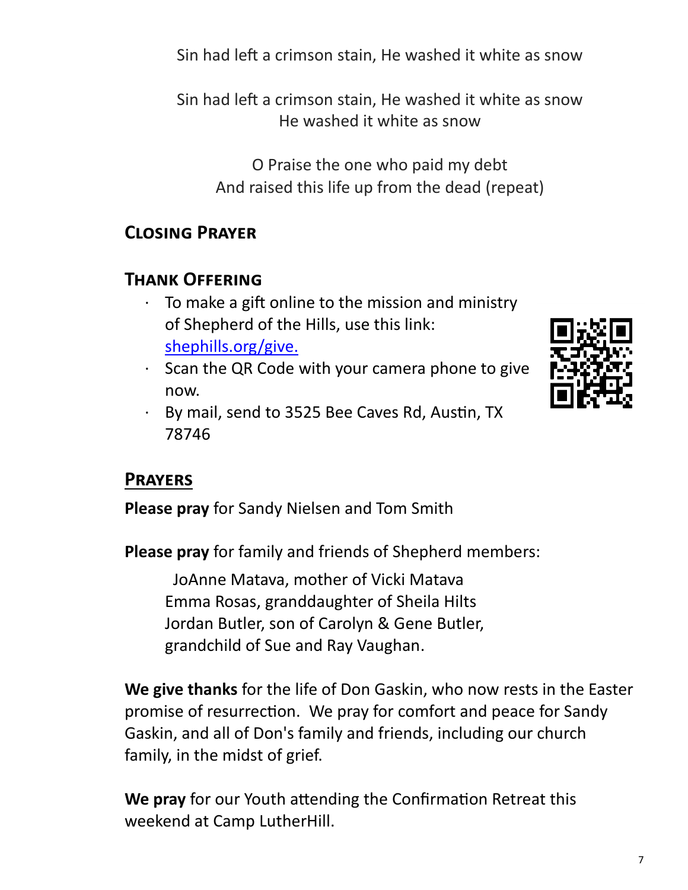Sin had left a crimson stain, He washed it white as snow

Sin had left a crimson stain, He washed it white as snow
He washed it white as snow

O Praise the one who paid my debt
And raised this life up from the dead (repeat)

## Closing Prayer

## Thank Offering

- To make a gift online to the mission and ministry of Shepherd of the Hills, use this link: [shephills.org/give.](shephills.org/give)
- Scan the QR Code with your camera phone to give now.
- By mail, send to 3525 Bee Caves Rd, Austin, TX 78746

## Prayers

**Please pray** for Sandy Nielsen and Tom Smith

**Please pray** for family and friends of Shepherd members:

JoAnne Matava, mother of Vicki Matava
Emma Rosas, granddaughter of Sheila Hilts
Jordan Butler, son of Carolyn & Gene Butler, grandchild of Sue and Ray Vaughan.

**We give thanks** for the life of Don Gaskin, who now rests in the Easter promise of resurrection. We pray for comfort and peace for Sandy Gaskin, and all of Don's family and friends, including our church family, in the midst of grief.

**We pray** for our Youth attending the Confirmation Retreat this weekend at Camp LutherHill.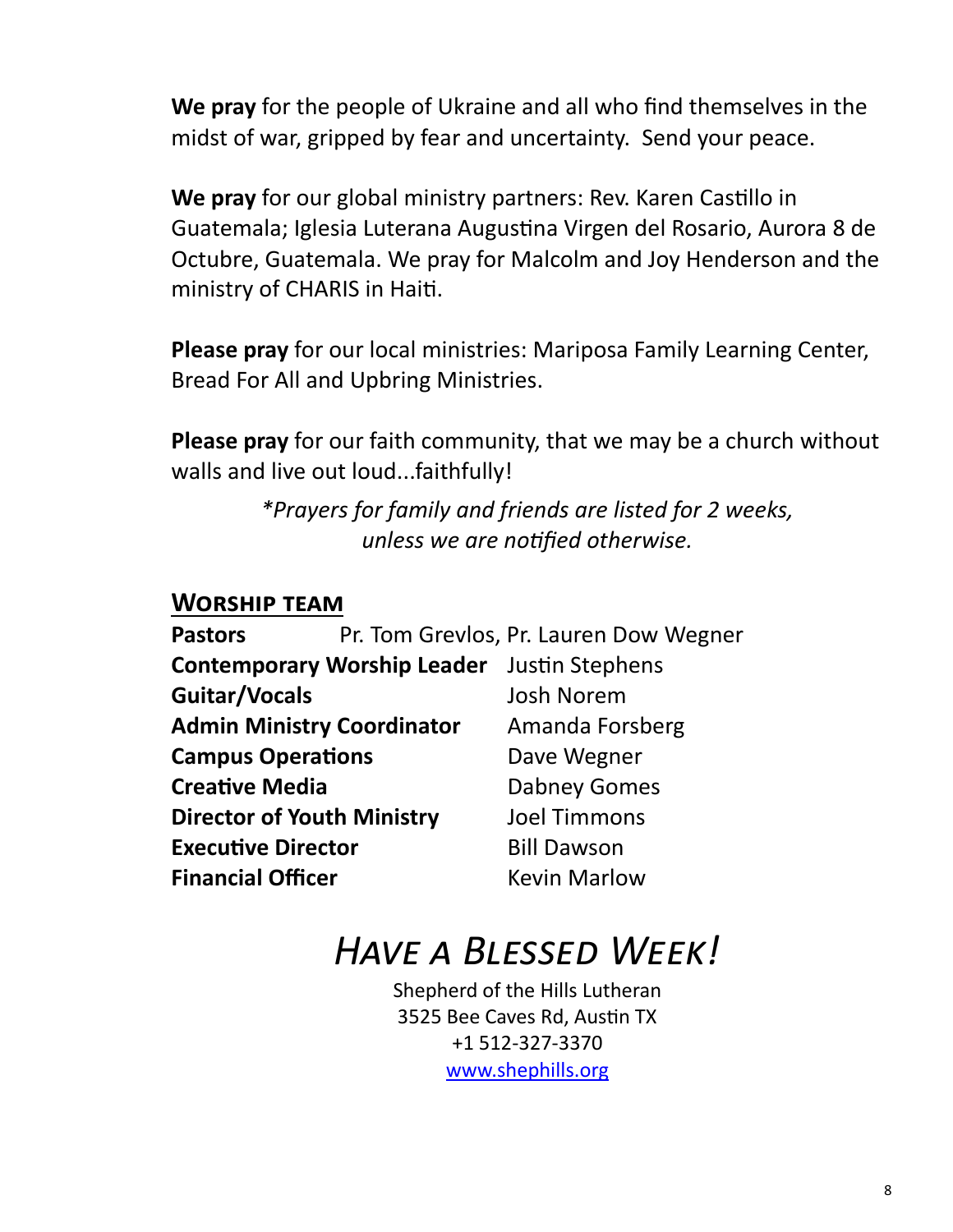**We pray** for the people of Ukraine and all who find themselves in the midst of war, gripped by fear and uncertainty.  Send your peace.

**We pray** for our global ministry partners: Rev. Karen Castillo in Guatemala; Iglesia Luterana Augustina Virgen del Rosario, Aurora 8 de Octubre, Guatemala. We pray for Malcolm and Joy Henderson and the ministry of CHARIS in Haiti.

**Please pray** for our local ministries: Mariposa Family Learning Center, Bread For All and Upbring Ministries.

**Please pray** for our faith community, that we may be a church without walls and live out loud...faithfully!

*\*Prayers for family and friends are listed for 2 weeks, unless we are notified otherwise.*

## Worship team

| | |
|---|---|
| **Pastors** | Pr. Tom Grevlos, Pr. Lauren Dow Wegner |
| **Contemporary Worship Leader** | Justin Stephens |
| **Guitar/Vocals** | Josh Norem |
| **Admin Ministry Coordinator** | Amanda Forsberg |
| **Campus Operations** | Dave Wegner |
| **Creative Media** | Dabney Gomes |
| **Director of Youth Ministry** | Joel Timmons |
| **Executive Director** | Bill Dawson |
| **Financial Officer** | Kevin Marlow |

# *Have a Blessed Week!*

Shepherd of the Hills Lutheran
3525 Bee Caves Rd, Austin TX
+1 512-327-3370
www.shephills.org